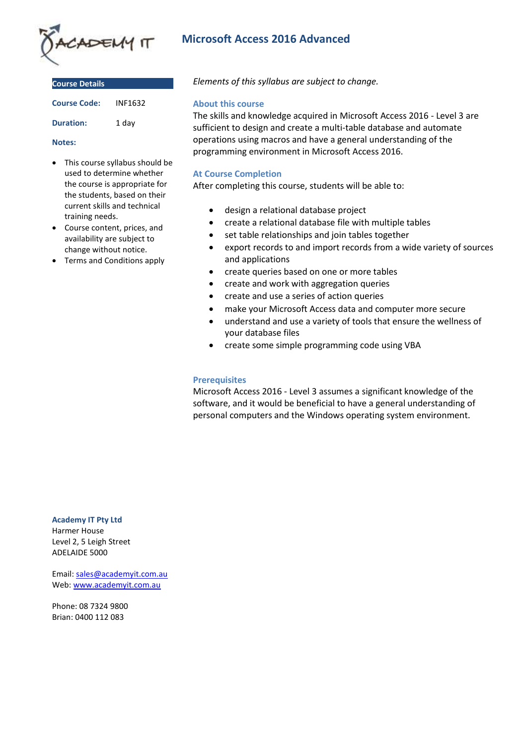# Microsoft Access 2016 Advanced

## Course Details

**Course Code:** INF1632

**Duration:** 1 day

**Notes:**

- This course syllabus should be used to determine whether the course is appropriate for the students, based on their current skills and technical training needs.
- Course content, prices, and availability are subject to change without notice.
- Terms and Conditions apply

*Elements of this syllabus are subject to change.*

### About this course

The skills and knowledge acquired in Microsoft Access 2016 - Level 3 are sufficient to design and create a multi-table database and automate operations using macros and have a general understanding of the programming environment in Microsoft Access 2016.

### At Course Completion

After completing this course, students will be able to:

- design a relational database project
- create a relational database file with multiple tables
- set table relationships and join tables together
- export records to and import records from a wide variety of sources and applications
- create queries based on one or more tables
- create and work with aggregation queries
- create and use a series of action queries
- make your Microsoft Access data and computer more secure
- understand and use a variety of tools that ensure the wellness of your database files
- create some simple programming code using VBA

### Prerequisites

Microsoft Access 2016 - Level 3 assumes a significant knowledge of the software, and it would be beneficial to have a general understanding of personal computers and the Windows operating system environment.

**Academy IT Pty Ltd**
Harmer House
Level 2, 5 Leigh Street
ADELAIDE 5000

Email: sales@academyit.com.au
Web: www.academyit.com.au

Phone: 08 7324 9800
Brian: 0400 112 083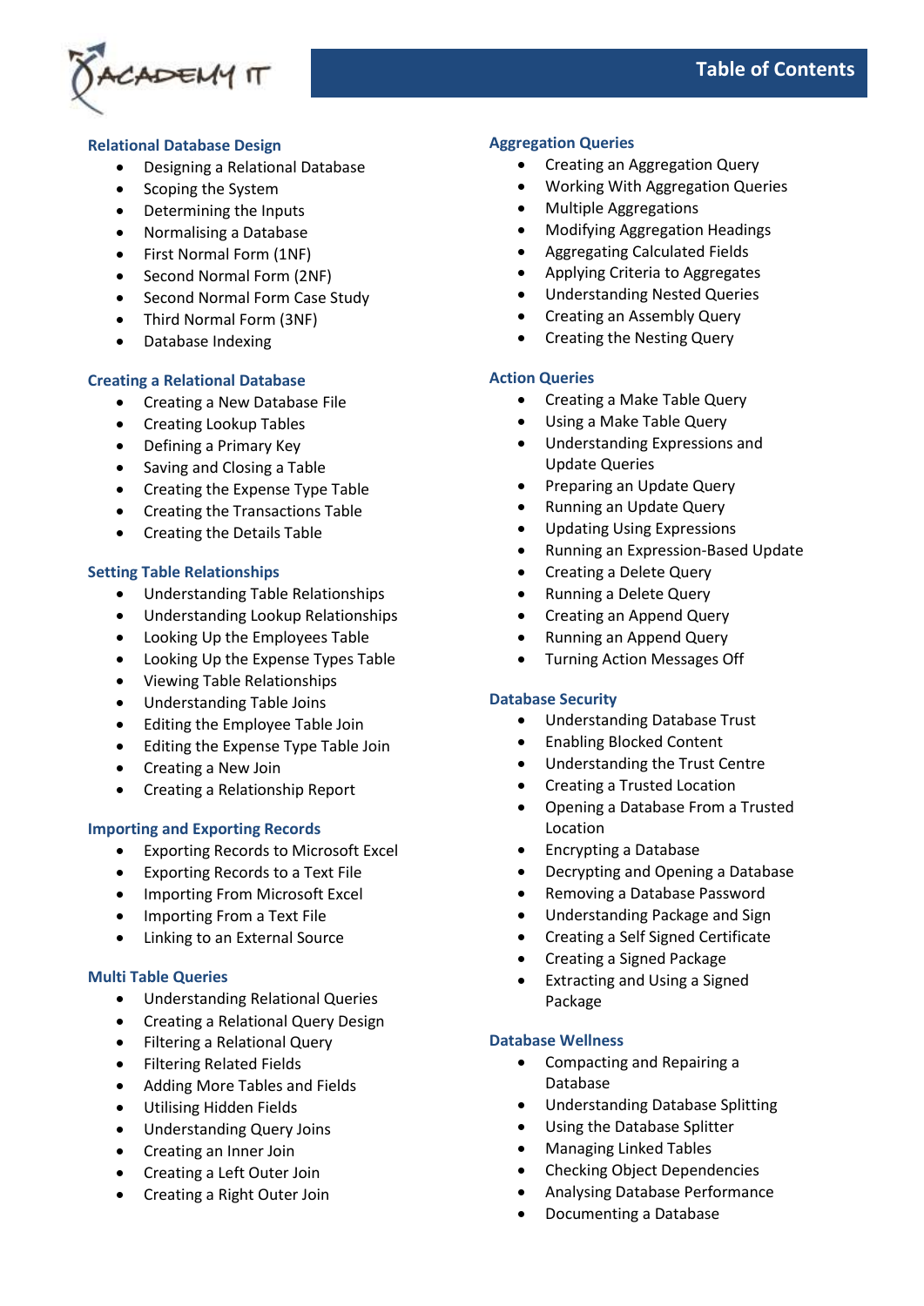# Table of Contents

## Relational Database Design

- Designing a Relational Database
- Scoping the System
- Determining the Inputs
- Normalising a Database
- First Normal Form (1NF)
- Second Normal Form (2NF)
- Second Normal Form Case Study
- Third Normal Form (3NF)
- Database Indexing

## Creating a Relational Database

- Creating a New Database File
- Creating Lookup Tables
- Defining a Primary Key
- Saving and Closing a Table
- Creating the Expense Type Table
- Creating the Transactions Table
- Creating the Details Table

## Setting Table Relationships

- Understanding Table Relationships
- Understanding Lookup Relationships
- Looking Up the Employees Table
- Looking Up the Expense Types Table
- Viewing Table Relationships
- Understanding Table Joins
- Editing the Employee Table Join
- Editing the Expense Type Table Join
- Creating a New Join
- Creating a Relationship Report

## Importing and Exporting Records

- Exporting Records to Microsoft Excel
- Exporting Records to a Text File
- Importing From Microsoft Excel
- Importing From a Text File
- Linking to an External Source

## Multi Table Queries

- Understanding Relational Queries
- Creating a Relational Query Design
- Filtering a Relational Query
- Filtering Related Fields
- Adding More Tables and Fields
- Utilising Hidden Fields
- Understanding Query Joins
- Creating an Inner Join
- Creating a Left Outer Join
- Creating a Right Outer Join

## Aggregation Queries

- Creating an Aggregation Query
- Working With Aggregation Queries
- Multiple Aggregations
- Modifying Aggregation Headings
- Aggregating Calculated Fields
- Applying Criteria to Aggregates
- Understanding Nested Queries
- Creating an Assembly Query
- Creating the Nesting Query

## Action Queries

- Creating a Make Table Query
- Using a Make Table Query
- Understanding Expressions and Update Queries
- Preparing an Update Query
- Running an Update Query
- Updating Using Expressions
- Running an Expression-Based Update
- Creating a Delete Query
- Running a Delete Query
- Creating an Append Query
- Running an Append Query
- Turning Action Messages Off

## Database Security

- Understanding Database Trust
- Enabling Blocked Content
- Understanding the Trust Centre
- Creating a Trusted Location
- Opening a Database From a Trusted Location
- Encrypting a Database
- Decrypting and Opening a Database
- Removing a Database Password
- Understanding Package and Sign
- Creating a Self Signed Certificate
- Creating a Signed Package
- Extracting and Using a Signed Package

## Database Wellness

- Compacting and Repairing a Database
- Understanding Database Splitting
- Using the Database Splitter
- Managing Linked Tables
- Checking Object Dependencies
- Analysing Database Performance
- Documenting a Database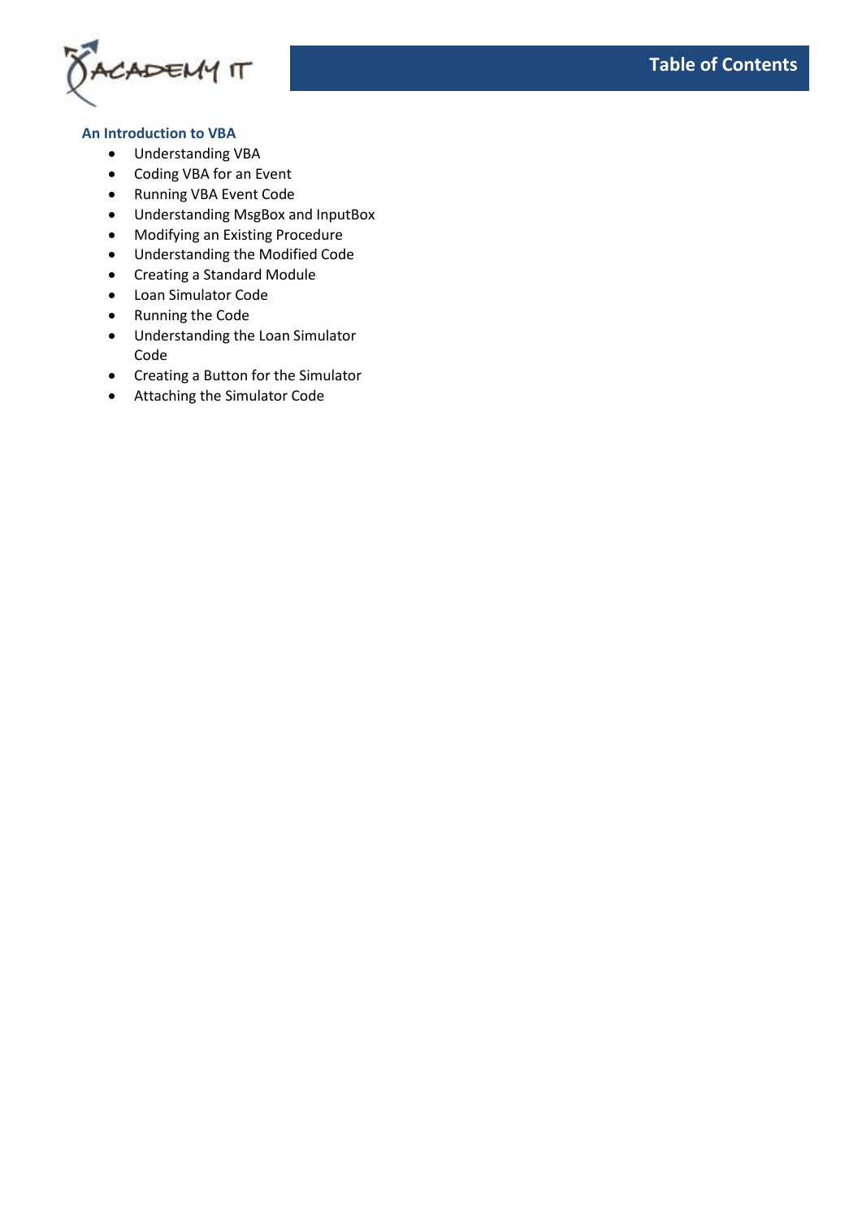# Table of Contents

## An Introduction to VBA

- Understanding VBA
- Coding VBA for an Event
- Running VBA Event Code
- Understanding MsgBox and InputBox
- Modifying an Existing Procedure
- Understanding the Modified Code
- Creating a Standard Module
- Loan Simulator Code
- Running the Code
- Understanding the Loan Simulator Code
- Creating a Button for the Simulator
- Attaching the Simulator Code